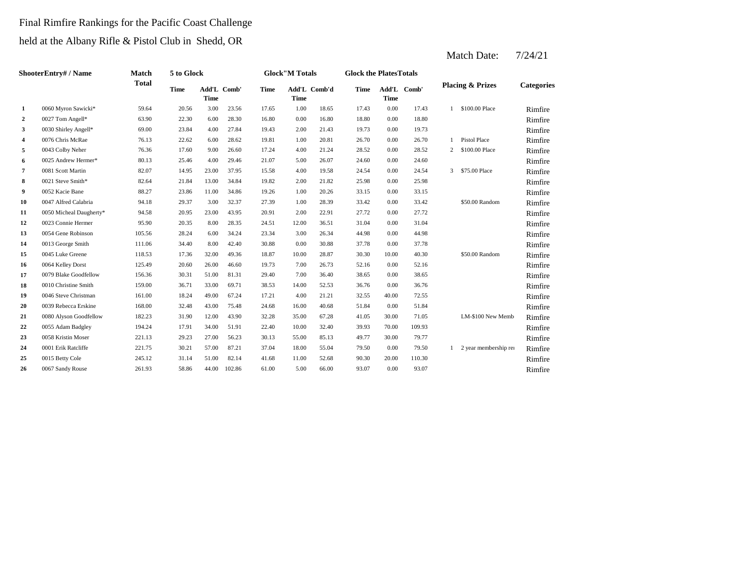Final Rimfire Rankings for the Pacific Coast Challenge

held at the Albany Rifle & Pistol Club in Shedd, OR

Match Date: 7/24/21

| Shooter | Entry# / Name | Match Total | 5 to Glock | | | Glock"M Totals | | | Glock the Plates Totals | | | Placing & Prizes | | Categories |
|---|---|---|---|---|---|---|---|---|---|---|---|---|---|---|
| | | | Time | Add'L Time | Comb' | Time | Add'L Time | Comb'd | Time | Add'L Time | Comb' | | | |
| 1 | 0060 Myron Sawicki* | 59.64 | 20.56 | 3.00 | 23.56 | 17.65 | 1.00 | 18.65 | 17.43 | 0.00 | 17.43 | 1 | $100.00 Place | Rimfire |
| 2 | 0027 Tom Angell* | 63.90 | 22.30 | 6.00 | 28.30 | 16.80 | 0.00 | 16.80 | 18.80 | 0.00 | 18.80 | | | Rimfire |
| 3 | 0030 Shirley Angell* | 69.00 | 23.84 | 4.00 | 27.84 | 19.43 | 2.00 | 21.43 | 19.73 | 0.00 | 19.73 | | | Rimfire |
| 4 | 0076 Chris McRae | 76.13 | 22.62 | 6.00 | 28.62 | 19.81 | 1.00 | 20.81 | 26.70 | 0.00 | 26.70 | 1 | Pistol Place | Rimfire |
| 5 | 0043 Colby Neher | 76.36 | 17.60 | 9.00 | 26.60 | 17.24 | 4.00 | 21.24 | 28.52 | 0.00 | 28.52 | 2 | $100.00 Place | Rimfire |
| 6 | 0025 Andrew Hermer* | 80.13 | 25.46 | 4.00 | 29.46 | 21.07 | 5.00 | 26.07 | 24.60 | 0.00 | 24.60 | | | Rimfire |
| 7 | 0081 Scott Martin | 82.07 | 14.95 | 23.00 | 37.95 | 15.58 | 4.00 | 19.58 | 24.54 | 0.00 | 24.54 | 3 | $75.00 Place | Rimfire |
| 8 | 0021 Steve Smith* | 82.64 | 21.84 | 13.00 | 34.84 | 19.82 | 2.00 | 21.82 | 25.98 | 0.00 | 25.98 | | | Rimfire |
| 9 | 0052 Kacie Bane | 88.27 | 23.86 | 11.00 | 34.86 | 19.26 | 1.00 | 20.26 | 33.15 | 0.00 | 33.15 | | | Rimfire |
| 10 | 0047 Alfred Calabria | 94.18 | 29.37 | 3.00 | 32.37 | 27.39 | 1.00 | 28.39 | 33.42 | 0.00 | 33.42 | | $50.00 Random | Rimfire |
| 11 | 0050 Micheal Daugherty* | 94.58 | 20.95 | 23.00 | 43.95 | 20.91 | 2.00 | 22.91 | 27.72 | 0.00 | 27.72 | | | Rimfire |
| 12 | 0023 Connie Hermer | 95.90 | 20.35 | 8.00 | 28.35 | 24.51 | 12.00 | 36.51 | 31.04 | 0.00 | 31.04 | | | Rimfire |
| 13 | 0054 Gene Robinson | 105.56 | 28.24 | 6.00 | 34.24 | 23.34 | 3.00 | 26.34 | 44.98 | 0.00 | 44.98 | | | Rimfire |
| 14 | 0013 George Smith | 111.06 | 34.40 | 8.00 | 42.40 | 30.88 | 0.00 | 30.88 | 37.78 | 0.00 | 37.78 | | | Rimfire |
| 15 | 0045 Luke Greene | 118.53 | 17.36 | 32.00 | 49.36 | 18.87 | 10.00 | 28.87 | 30.30 | 10.00 | 40.30 | | $50.00 Random | Rimfire |
| 16 | 0064 Kelley Dorst | 125.49 | 20.60 | 26.00 | 46.60 | 19.73 | 7.00 | 26.73 | 52.16 | 0.00 | 52.16 | | | Rimfire |
| 17 | 0079 Blake Goodfellow | 156.36 | 30.31 | 51.00 | 81.31 | 29.40 | 7.00 | 36.40 | 38.65 | 0.00 | 38.65 | | | Rimfire |
| 18 | 0010 Christine Smith | 159.00 | 36.71 | 33.00 | 69.71 | 38.53 | 14.00 | 52.53 | 36.76 | 0.00 | 36.76 | | | Rimfire |
| 19 | 0046 Steve Christman | 161.00 | 18.24 | 49.00 | 67.24 | 17.21 | 4.00 | 21.21 | 32.55 | 40.00 | 72.55 | | | Rimfire |
| 20 | 0039 Rebecca Erskine | 168.00 | 32.48 | 43.00 | 75.48 | 24.68 | 16.00 | 40.68 | 51.84 | 0.00 | 51.84 | | | Rimfire |
| 21 | 0080 Alyson Goodfellow | 182.23 | 31.90 | 12.00 | 43.90 | 32.28 | 35.00 | 67.28 | 41.05 | 30.00 | 71.05 | | LM-$100 New Memb | Rimfire |
| 22 | 0055 Adam Badgley | 194.24 | 17.91 | 34.00 | 51.91 | 22.40 | 10.00 | 32.40 | 39.93 | 70.00 | 109.93 | | | Rimfire |
| 23 | 0058 Kristin Moser | 221.13 | 29.23 | 27.00 | 56.23 | 30.13 | 55.00 | 85.13 | 49.77 | 30.00 | 79.77 | | | Rimfire |
| 24 | 0001 Erik Ratcliffe | 221.75 | 30.21 | 57.00 | 87.21 | 37.04 | 18.00 | 55.04 | 79.50 | 0.00 | 79.50 | 1 | 2 year membership re | Rimfire |
| 25 | 0015 Betty Cole | 245.12 | 31.14 | 51.00 | 82.14 | 41.68 | 11.00 | 52.68 | 90.30 | 20.00 | 110.30 | | | Rimfire |
| 26 | 0067 Sandy Rouse | 261.93 | 58.86 | 44.00 | 102.86 | 61.00 | 5.00 | 66.00 | 93.07 | 0.00 | 93.07 | | | Rimfire |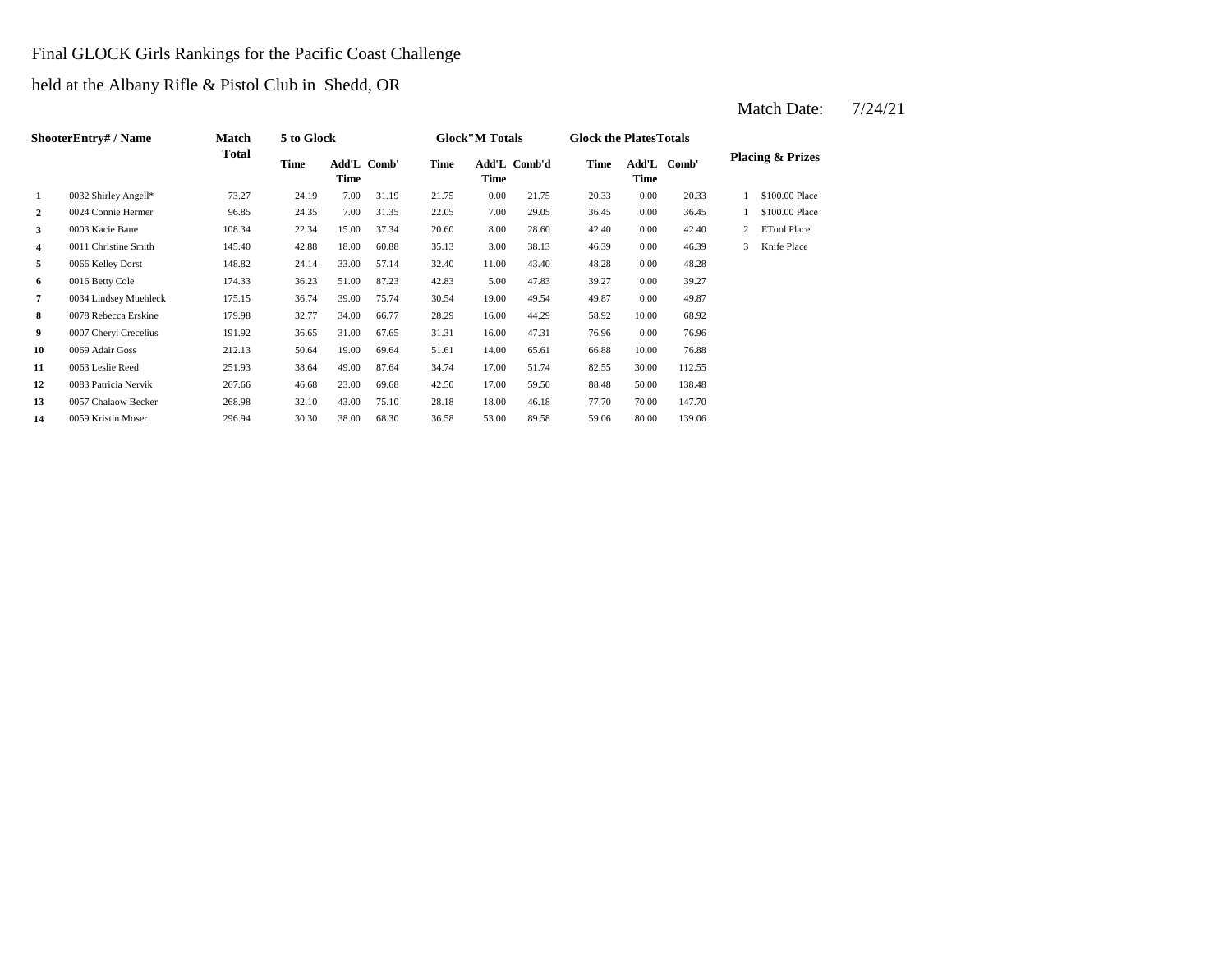Final GLOCK Girls Rankings for the Pacific Coast Challenge

held at the Albany Rifle & Pistol Club in Shedd, OR

Match Date: 7/24/21

| Shooter | Entry# / Name | Match Total | 5 to Glock | | | Glock"M Totals | | | Glock the Plates Totals | | | Placing & Prizes | |
|---|---|---|---|---|---|---|---|---|---|---|---|---|---|
| | | | Time | Add'L Time | Comb' | Time | Add'L Time | Comb'd | Time | Add'L Time | Comb' | | |
| 1 | 0032 Shirley Angell* | 73.27 | 24.19 | 7.00 | 31.19 | 21.75 | 0.00 | 21.75 | 20.33 | 0.00 | 20.33 | 1 | $100.00 Place |
| 2 | 0024 Connie Hermer | 96.85 | 24.35 | 7.00 | 31.35 | 22.05 | 7.00 | 29.05 | 36.45 | 0.00 | 36.45 | 1 | $100.00 Place |
| 3 | 0003 Kacie Bane | 108.34 | 22.34 | 15.00 | 37.34 | 20.60 | 8.00 | 28.60 | 42.40 | 0.00 | 42.40 | 2 | ETool Place |
| 4 | 0011 Christine Smith | 145.40 | 42.88 | 18.00 | 60.88 | 35.13 | 3.00 | 38.13 | 46.39 | 0.00 | 46.39 | 3 | Knife Place |
| 5 | 0066 Kelley Dorst | 148.82 | 24.14 | 33.00 | 57.14 | 32.40 | 11.00 | 43.40 | 48.28 | 0.00 | 48.28 | | |
| 6 | 0016 Betty Cole | 174.33 | 36.23 | 51.00 | 87.23 | 42.83 | 5.00 | 47.83 | 39.27 | 0.00 | 39.27 | | |
| 7 | 0034 Lindsey Muehleck | 175.15 | 36.74 | 39.00 | 75.74 | 30.54 | 19.00 | 49.54 | 49.87 | 0.00 | 49.87 | | |
| 8 | 0078 Rebecca Erskine | 179.98 | 32.77 | 34.00 | 66.77 | 28.29 | 16.00 | 44.29 | 58.92 | 10.00 | 68.92 | | |
| 9 | 0007 Cheryl Crecelius | 191.92 | 36.65 | 31.00 | 67.65 | 31.31 | 16.00 | 47.31 | 76.96 | 0.00 | 76.96 | | |
| 10 | 0069 Adair Goss | 212.13 | 50.64 | 19.00 | 69.64 | 51.61 | 14.00 | 65.61 | 66.88 | 10.00 | 76.88 | | |
| 11 | 0063 Leslie Reed | 251.93 | 38.64 | 49.00 | 87.64 | 34.74 | 17.00 | 51.74 | 82.55 | 30.00 | 112.55 | | |
| 12 | 0083 Patricia Nervik | 267.66 | 46.68 | 23.00 | 69.68 | 42.50 | 17.00 | 59.50 | 88.48 | 50.00 | 138.48 | | |
| 13 | 0057 Chalaow Becker | 268.98 | 32.10 | 43.00 | 75.10 | 28.18 | 18.00 | 46.18 | 77.70 | 70.00 | 147.70 | | |
| 14 | 0059 Kristin Moser | 296.94 | 30.30 | 38.00 | 68.30 | 36.58 | 53.00 | 89.58 | 59.06 | 80.00 | 139.06 | | |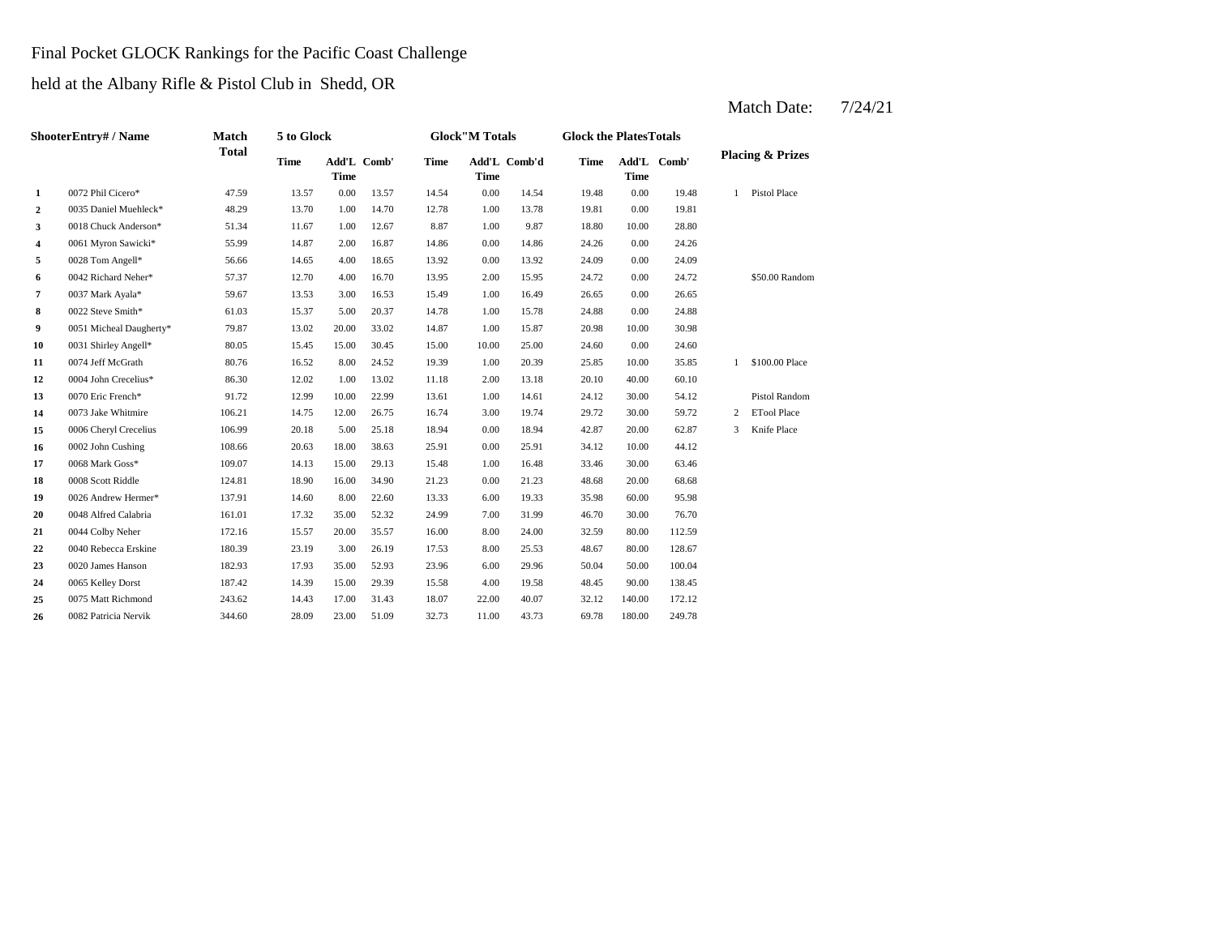Final Pocket GLOCK Rankings for the Pacific Coast Challenge

held at the Albany Rifle & Pistol Club in Shedd, OR

Match Date: 7/24/21

| Shooter | Entry# / Name | Match Total | 5 to Glock | | | Glock"M Totals | | | Glock the Plates Totals | | | Placing & Prizes | |
|---|---|---|---|---|---|---|---|---|---|---|---|---|---|
| | | | Time | Add'L Time | Comb' | Time | Add'L Time | Comb'd | Time | Add'L Time | Comb' | | |
| 1 | 0072 Phil Cicero* | 47.59 | 13.57 | 0.00 | 13.57 | 14.54 | 0.00 | 14.54 | 19.48 | 0.00 | 19.48 | 1 | Pistol Place |
| 2 | 0035 Daniel Muehleck* | 48.29 | 13.70 | 1.00 | 14.70 | 12.78 | 1.00 | 13.78 | 19.81 | 0.00 | 19.81 | | |
| 3 | 0018 Chuck Anderson* | 51.34 | 11.67 | 1.00 | 12.67 | 8.87 | 1.00 | 9.87 | 18.80 | 10.00 | 28.80 | | |
| 4 | 0061 Myron Sawicki* | 55.99 | 14.87 | 2.00 | 16.87 | 14.86 | 0.00 | 14.86 | 24.26 | 0.00 | 24.26 | | |
| 5 | 0028 Tom Angell* | 56.66 | 14.65 | 4.00 | 18.65 | 13.92 | 0.00 | 13.92 | 24.09 | 0.00 | 24.09 | | |
| 6 | 0042 Richard Neher* | 57.37 | 12.70 | 4.00 | 16.70 | 13.95 | 2.00 | 15.95 | 24.72 | 0.00 | 24.72 | | $50.00 Random |
| 7 | 0037 Mark Ayala* | 59.67 | 13.53 | 3.00 | 16.53 | 15.49 | 1.00 | 16.49 | 26.65 | 0.00 | 26.65 | | |
| 8 | 0022 Steve Smith* | 61.03 | 15.37 | 5.00 | 20.37 | 14.78 | 1.00 | 15.78 | 24.88 | 0.00 | 24.88 | | |
| 9 | 0051 Micheal Daugherty* | 79.87 | 13.02 | 20.00 | 33.02 | 14.87 | 1.00 | 15.87 | 20.98 | 10.00 | 30.98 | | |
| 10 | 0031 Shirley Angell* | 80.05 | 15.45 | 15.00 | 30.45 | 15.00 | 10.00 | 25.00 | 24.60 | 0.00 | 24.60 | | |
| 11 | 0074 Jeff McGrath | 80.76 | 16.52 | 8.00 | 24.52 | 19.39 | 1.00 | 20.39 | 25.85 | 10.00 | 35.85 | 1 | $100.00 Place |
| 12 | 0004 John Crecelius* | 86.30 | 12.02 | 1.00 | 13.02 | 11.18 | 2.00 | 13.18 | 20.10 | 40.00 | 60.10 | | |
| 13 | 0070 Eric French* | 91.72 | 12.99 | 10.00 | 22.99 | 13.61 | 1.00 | 14.61 | 24.12 | 30.00 | 54.12 | | Pistol Random |
| 14 | 0073 Jake Whitmire | 106.21 | 14.75 | 12.00 | 26.75 | 16.74 | 3.00 | 19.74 | 29.72 | 30.00 | 59.72 | 2 | ETool Place |
| 15 | 0006 Cheryl Crecelius | 106.99 | 20.18 | 5.00 | 25.18 | 18.94 | 0.00 | 18.94 | 42.87 | 20.00 | 62.87 | 3 | Knife Place |
| 16 | 0002 John Cushing | 108.66 | 20.63 | 18.00 | 38.63 | 25.91 | 0.00 | 25.91 | 34.12 | 10.00 | 44.12 | | |
| 17 | 0068 Mark Goss* | 109.07 | 14.13 | 15.00 | 29.13 | 15.48 | 1.00 | 16.48 | 33.46 | 30.00 | 63.46 | | |
| 18 | 0008 Scott Riddle | 124.81 | 18.90 | 16.00 | 34.90 | 21.23 | 0.00 | 21.23 | 48.68 | 20.00 | 68.68 | | |
| 19 | 0026 Andrew Hermer* | 137.91 | 14.60 | 8.00 | 22.60 | 13.33 | 6.00 | 19.33 | 35.98 | 60.00 | 95.98 | | |
| 20 | 0048 Alfred Calabria | 161.01 | 17.32 | 35.00 | 52.32 | 24.99 | 7.00 | 31.99 | 46.70 | 30.00 | 76.70 | | |
| 21 | 0044 Colby Neher | 172.16 | 15.57 | 20.00 | 35.57 | 16.00 | 8.00 | 24.00 | 32.59 | 80.00 | 112.59 | | |
| 22 | 0040 Rebecca Erskine | 180.39 | 23.19 | 3.00 | 26.19 | 17.53 | 8.00 | 25.53 | 48.67 | 80.00 | 128.67 | | |
| 23 | 0020 James Hanson | 182.93 | 17.93 | 35.00 | 52.93 | 23.96 | 6.00 | 29.96 | 50.04 | 50.00 | 100.04 | | |
| 24 | 0065 Kelley Dorst | 187.42 | 14.39 | 15.00 | 29.39 | 15.58 | 4.00 | 19.58 | 48.45 | 90.00 | 138.45 | | |
| 25 | 0075 Matt Richmond | 243.62 | 14.43 | 17.00 | 31.43 | 18.07 | 22.00 | 40.07 | 32.12 | 140.00 | 172.12 | | |
| 26 | 0082 Patricia Nervik | 344.60 | 28.09 | 23.00 | 51.09 | 32.73 | 11.00 | 43.73 | 69.78 | 180.00 | 249.78 | | |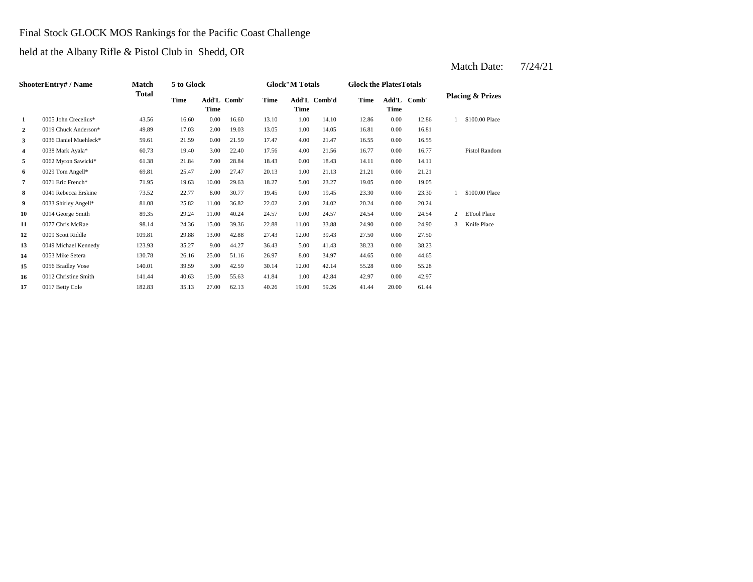Final Stock GLOCK MOS Rankings for the Pacific Coast Challenge

held at the Albany Rifle & Pistol Club in Shedd, OR

Match Date: 7/24/21

| Shooter | Entry# / Name | Match Total | 5 to Glock | | | Glock"M Totals | | | Glock the Plates Totals | | | Placing & Prizes | |
|---|---|---|---|---|---|---|---|---|---|---|---|---|---|
| | | | Time | Add'L Time | Comb' | Time | Add'L Time | Comb'd | Time | Add'L Time | Comb' | | |
| 1 | 0005 John Crecelius* | 43.56 | 16.60 | 0.00 | 16.60 | 13.10 | 1.00 | 14.10 | 12.86 | 0.00 | 12.86 | 1 | $100.00 Place |
| 2 | 0019 Chuck Anderson* | 49.89 | 17.03 | 2.00 | 19.03 | 13.05 | 1.00 | 14.05 | 16.81 | 0.00 | 16.81 | | |
| 3 | 0036 Daniel Muehleck* | 59.61 | 21.59 | 0.00 | 21.59 | 17.47 | 4.00 | 21.47 | 16.55 | 0.00 | 16.55 | | |
| 4 | 0038 Mark Ayala* | 60.73 | 19.40 | 3.00 | 22.40 | 17.56 | 4.00 | 21.56 | 16.77 | 0.00 | 16.77 | | Pistol Random |
| 5 | 0062 Myron Sawicki* | 61.38 | 21.84 | 7.00 | 28.84 | 18.43 | 0.00 | 18.43 | 14.11 | 0.00 | 14.11 | | |
| 6 | 0029 Tom Angell* | 69.81 | 25.47 | 2.00 | 27.47 | 20.13 | 1.00 | 21.13 | 21.21 | 0.00 | 21.21 | | |
| 7 | 0071 Eric French* | 71.95 | 19.63 | 10.00 | 29.63 | 18.27 | 5.00 | 23.27 | 19.05 | 0.00 | 19.05 | | |
| 8 | 0041 Rebecca Erskine | 73.52 | 22.77 | 8.00 | 30.77 | 19.45 | 0.00 | 19.45 | 23.30 | 0.00 | 23.30 | 1 | $100.00 Place |
| 9 | 0033 Shirley Angell* | 81.08 | 25.82 | 11.00 | 36.82 | 22.02 | 2.00 | 24.02 | 20.24 | 0.00 | 20.24 | | |
| 10 | 0014 George Smith | 89.35 | 29.24 | 11.00 | 40.24 | 24.57 | 0.00 | 24.57 | 24.54 | 0.00 | 24.54 | 2 | ETool Place |
| 11 | 0077 Chris McRae | 98.14 | 24.36 | 15.00 | 39.36 | 22.88 | 11.00 | 33.88 | 24.90 | 0.00 | 24.90 | 3 | Knife Place |
| 12 | 0009 Scott Riddle | 109.81 | 29.88 | 13.00 | 42.88 | 27.43 | 12.00 | 39.43 | 27.50 | 0.00 | 27.50 | | |
| 13 | 0049 Michael Kennedy | 123.93 | 35.27 | 9.00 | 44.27 | 36.43 | 5.00 | 41.43 | 38.23 | 0.00 | 38.23 | | |
| 14 | 0053 Mike Setera | 130.78 | 26.16 | 25.00 | 51.16 | 26.97 | 8.00 | 34.97 | 44.65 | 0.00 | 44.65 | | |
| 15 | 0056 Bradley Vose | 140.01 | 39.59 | 3.00 | 42.59 | 30.14 | 12.00 | 42.14 | 55.28 | 0.00 | 55.28 | | |
| 16 | 0012 Christine Smith | 141.44 | 40.63 | 15.00 | 55.63 | 41.84 | 1.00 | 42.84 | 42.97 | 0.00 | 42.97 | | |
| 17 | 0017 Betty Cole | 182.83 | 35.13 | 27.00 | 62.13 | 40.26 | 19.00 | 59.26 | 41.44 | 20.00 | 61.44 | | |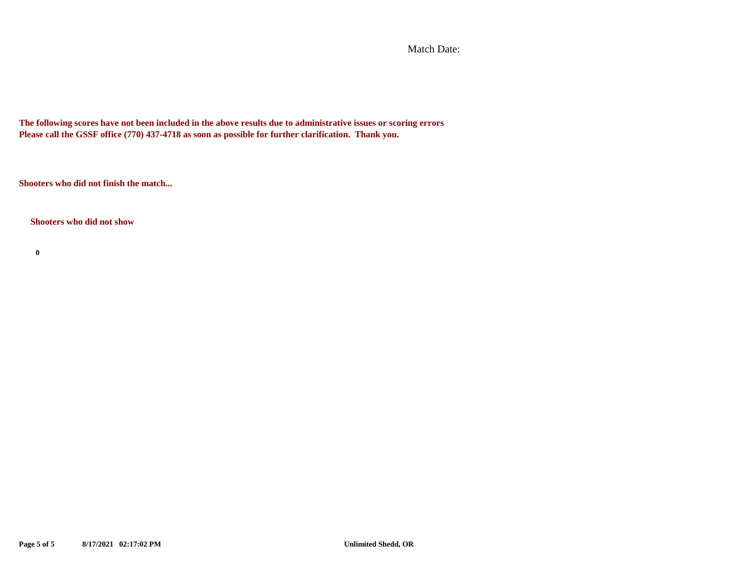Match Date:

**The following scores have not been included in the above results due to administrative issues or scoring errors**
**Please call the GSSF office (770) 437-4718 as soon as possible for further clarification. Thank you.**

**Shooters who did not finish the match...**

**Shooters who did not show**

**0**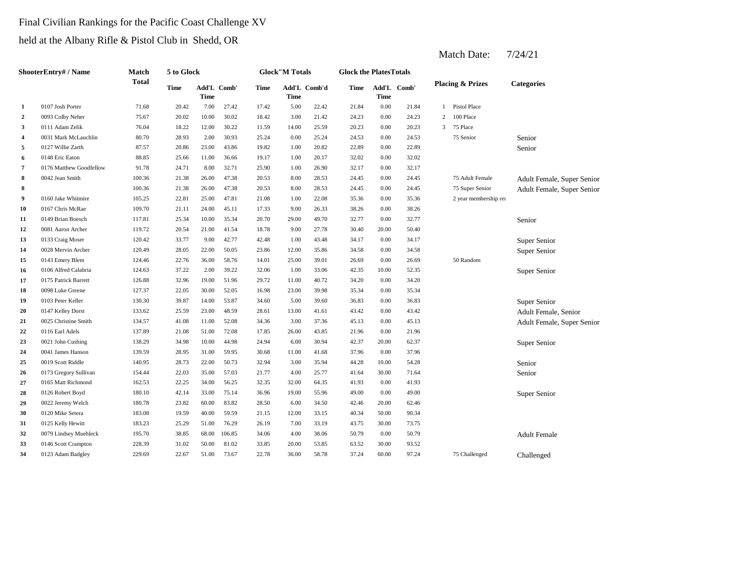Final Civilian Rankings for the Pacific Coast Challenge XV

held at the Albany Rifle & Pistol Club in Shedd, OR

Match Date: 7/24/21

| | ShooterEntry# / Name | Match Total | 5 to Glock | | | Glock"M Totals | | | Glock the PlatesTotals | | | Placing & Prizes | | Categories |
|---|---|---|---|---|---|---|---|---|---|---|---|---|---|---|
| | | | Time | Add'L Time | Comb' | Time | Add'L Time | Comb'd | Time | Add'L Time | Comb' | | | |
| 1 | 0107 Josh Porter | 71.68 | 20.42 | 7.00 | 27.42 | 17.42 | 5.00 | 22.42 | 21.84 | 0.00 | 21.84 | 1 | Pistol Place | |
| 2 | 0093 Colby Neher | 75.67 | 20.02 | 10.00 | 30.02 | 18.42 | 3.00 | 21.42 | 24.23 | 0.00 | 24.23 | 2 | 100 Place | |
| 3 | 0111 Adam Zelik | 76.04 | 18.22 | 12.00 | 30.22 | 11.59 | 14.00 | 25.59 | 20.23 | 0.00 | 20.23 | 3 | 75 Place | |
| 4 | 0031 Mark McLauchlin | 80.70 | 28.93 | 2.00 | 30.93 | 25.24 | 0.00 | 25.24 | 24.53 | 0.00 | 24.53 | | 75 Senior | Senior |
| 5 | 0127 Willie Zarth | 87.57 | 20.86 | 23.00 | 43.86 | 19.82 | 1.00 | 20.82 | 22.89 | 0.00 | 22.89 | | | Senior |
| 6 | 0148 Eric Eaton | 88.85 | 25.66 | 11.00 | 36.66 | 19.17 | 1.00 | 20.17 | 32.02 | 0.00 | 32.02 | | | |
| 7 | 0176 Matthew Goodfellow | 91.78 | 24.71 | 8.00 | 32.71 | 25.90 | 1.00 | 26.90 | 32.17 | 0.00 | 32.17 | | | |
| 8 | 0042 Jean Smith | 100.36 | 21.38 | 26.00 | 47.38 | 20.53 | 8.00 | 28.53 | 24.45 | 0.00 | 24.45 | | 75 Adult Female | Adult Female, Super Senior |
| 8 | | 100.36 | 21.38 | 26.00 | 47.38 | 20.53 | 8.00 | 28.53 | 24.45 | 0.00 | 24.45 | | 75 Super Senior | Adult Female, Super Senior |
| 9 | 0160 Jake Whitmire | 105.25 | 22.81 | 25.00 | 47.81 | 21.08 | 1.00 | 22.08 | 35.36 | 0.00 | 35.36 | | 2 year membership re | |
| 10 | 0167 Chris McRae | 109.70 | 21.11 | 24.00 | 45.11 | 17.33 | 9.00 | 26.33 | 38.26 | 0.00 | 38.26 | | | |
| 11 | 0149 Brian Boesch | 117.81 | 25.34 | 10.00 | 35.34 | 20.70 | 29.00 | 49.70 | 32.77 | 0.00 | 32.77 | | | Senior |
| 12 | 0081 Aaron Archer | 119.72 | 20.54 | 21.00 | 41.54 | 18.78 | 9.00 | 27.78 | 30.40 | 20.00 | 50.40 | | | |
| 13 | 0133 Craig Moser | 120.42 | 33.77 | 9.00 | 42.77 | 42.48 | 1.00 | 43.48 | 34.17 | 0.00 | 34.17 | | | Super Senior |
| 14 | 0028 Mervin Archer | 120.49 | 28.05 | 22.00 | 50.05 | 23.86 | 12.00 | 35.86 | 34.58 | 0.00 | 34.58 | | | Super Senior |
| 15 | 0143 Emery Blem | 124.46 | 22.76 | 36.00 | 58.76 | 14.01 | 25.00 | 39.01 | 26.69 | 0.00 | 26.69 | | 50 Random | |
| 16 | 0106 Alfred Calabria | 124.63 | 37.22 | 2.00 | 39.22 | 32.06 | 1.00 | 33.06 | 42.35 | 10.00 | 52.35 | | | Super Senior |
| 17 | 0175 Patrick Barrett | 126.88 | 32.96 | 19.00 | 51.96 | 29.72 | 11.00 | 40.72 | 34.20 | 0.00 | 34.20 | | | |
| 18 | 0098 Luke Greene | 127.37 | 22.05 | 30.00 | 52.05 | 16.98 | 23.00 | 39.98 | 35.34 | 0.00 | 35.34 | | | |
| 19 | 0103 Peter Keller | 130.30 | 39.87 | 14.00 | 53.87 | 34.60 | 5.00 | 39.60 | 36.83 | 0.00 | 36.83 | | | Super Senior |
| 20 | 0147 Kelley Dorst | 133.62 | 25.59 | 23.00 | 48.59 | 28.61 | 13.00 | 41.61 | 43.42 | 0.00 | 43.42 | | | Adult Female, Senior |
| 21 | 0025 Christine Smith | 134.57 | 41.08 | 11.00 | 52.08 | 34.36 | 3.00 | 37.36 | 45.13 | 0.00 | 45.13 | | | Adult Female, Super Senior |
| 22 | 0116 Earl Adels | 137.89 | 21.08 | 51.00 | 72.08 | 17.85 | 26.00 | 43.85 | 21.96 | 0.00 | 21.96 | | | |
| 23 | 0021 John Cushing | 138.29 | 34.98 | 10.00 | 44.98 | 24.94 | 6.00 | 30.94 | 42.37 | 20.00 | 62.37 | | | Super Senior |
| 24 | 0041 James Hanson | 139.59 | 28.95 | 31.00 | 59.95 | 30.68 | 11.00 | 41.68 | 37.96 | 0.00 | 37.96 | | | |
| 25 | 0019 Scott Riddle | 140.95 | 28.73 | 22.00 | 50.73 | 32.94 | 3.00 | 35.94 | 44.28 | 10.00 | 54.28 | | | Senior |
| 26 | 0173 Gregory Sullivan | 154.44 | 22.03 | 35.00 | 57.03 | 21.77 | 4.00 | 25.77 | 41.64 | 30.00 | 71.64 | | | Senior |
| 27 | 0165 Matt Richmond | 162.53 | 22.25 | 34.00 | 56.25 | 32.35 | 32.00 | 64.35 | 41.93 | 0.00 | 41.93 | | | |
| 28 | 0126 Robert Boyd | 180.10 | 42.14 | 33.00 | 75.14 | 36.96 | 19.00 | 55.96 | 49.00 | 0.00 | 49.00 | | | Super Senior |
| 29 | 0022 Jeremy Welch | 180.78 | 23.82 | 60.00 | 83.82 | 28.50 | 6.00 | 34.50 | 42.46 | 20.00 | 62.46 | | | |
| 30 | 0120 Mike Setera | 183.08 | 19.59 | 40.00 | 59.59 | 21.15 | 12.00 | 33.15 | 40.34 | 50.00 | 90.34 | | | |
| 31 | 0125 Kelly Hewitt | 183.23 | 25.29 | 51.00 | 76.29 | 26.19 | 7.00 | 33.19 | 43.75 | 30.00 | 73.75 | | | |
| 32 | 0079 Lindsey Muehleck | 195.70 | 38.85 | 68.00 | 106.85 | 34.06 | 4.00 | 38.06 | 50.79 | 0.00 | 50.79 | | | Adult Female |
| 33 | 0146 Scott Crampton | 228.39 | 31.02 | 50.00 | 81.02 | 33.85 | 20.00 | 53.85 | 63.52 | 30.00 | 93.52 | | | |
| 34 | 0123 Adam Badgley | 229.69 | 22.67 | 51.00 | 73.67 | 22.78 | 36.00 | 58.78 | 37.24 | 60.00 | 97.24 | | 75 Challenged | Challenged |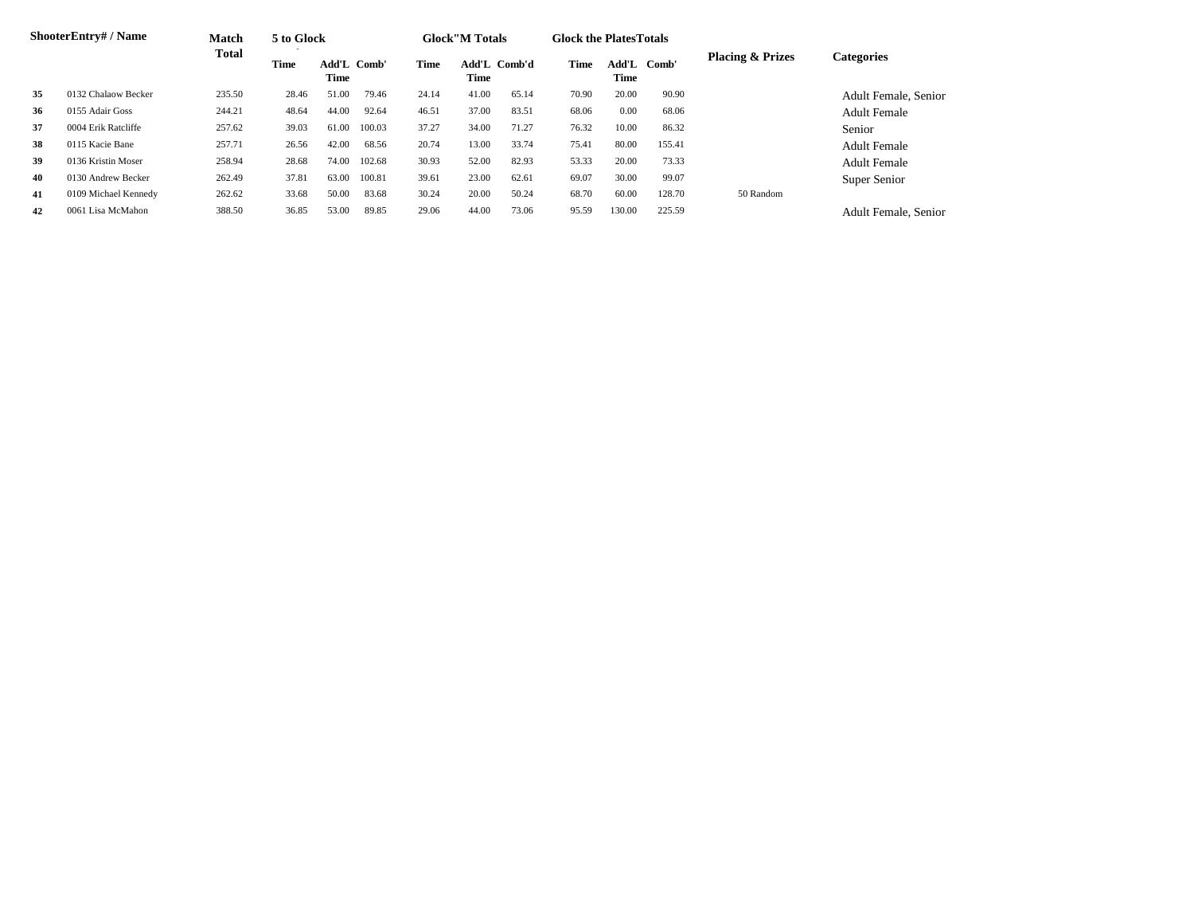| Shooter | Entry# / Name | Match Total | 5 to Glock | | | Glock"M Totals | | | Glock the Plates Totals | | | Placing & Prizes | Categories |
|---|---|---|---|---|---|---|---|---|---|---|---|---|---|
| | | | Time | Add'L Time | Comb' | Time | Add'L Time | Comb'd | Time | Add'L Time | Comb' | | |
| 35 | 0132 Chalaow Becker | 235.50 | 28.46 | 51.00 | 79.46 | 24.14 | 41.00 | 65.14 | 70.90 | 20.00 | 90.90 | | Adult Female, Senior |
| 36 | 0155 Adair Goss | 244.21 | 48.64 | 44.00 | 92.64 | 46.51 | 37.00 | 83.51 | 68.06 | 0.00 | 68.06 | | Adult Female |
| 37 | 0004 Erik Ratcliffe | 257.62 | 39.03 | 61.00 | 100.03 | 37.27 | 34.00 | 71.27 | 76.32 | 10.00 | 86.32 | | Senior |
| 38 | 0115 Kacie Bane | 257.71 | 26.56 | 42.00 | 68.56 | 20.74 | 13.00 | 33.74 | 75.41 | 80.00 | 155.41 | | Adult Female |
| 39 | 0136 Kristin Moser | 258.94 | 28.68 | 74.00 | 102.68 | 30.93 | 52.00 | 82.93 | 53.33 | 20.00 | 73.33 | | Adult Female |
| 40 | 0130 Andrew Becker | 262.49 | 37.81 | 63.00 | 100.81 | 39.61 | 23.00 | 62.61 | 69.07 | 30.00 | 99.07 | | Super Senior |
| 41 | 0109 Michael Kennedy | 262.62 | 33.68 | 50.00 | 83.68 | 30.24 | 20.00 | 50.24 | 68.70 | 60.00 | 128.70 | 50 Random | |
| 42 | 0061 Lisa McMahon | 388.50 | 36.85 | 53.00 | 89.85 | 29.06 | 44.00 | 73.06 | 95.59 | 130.00 | 225.59 | | Adult Female, Senior |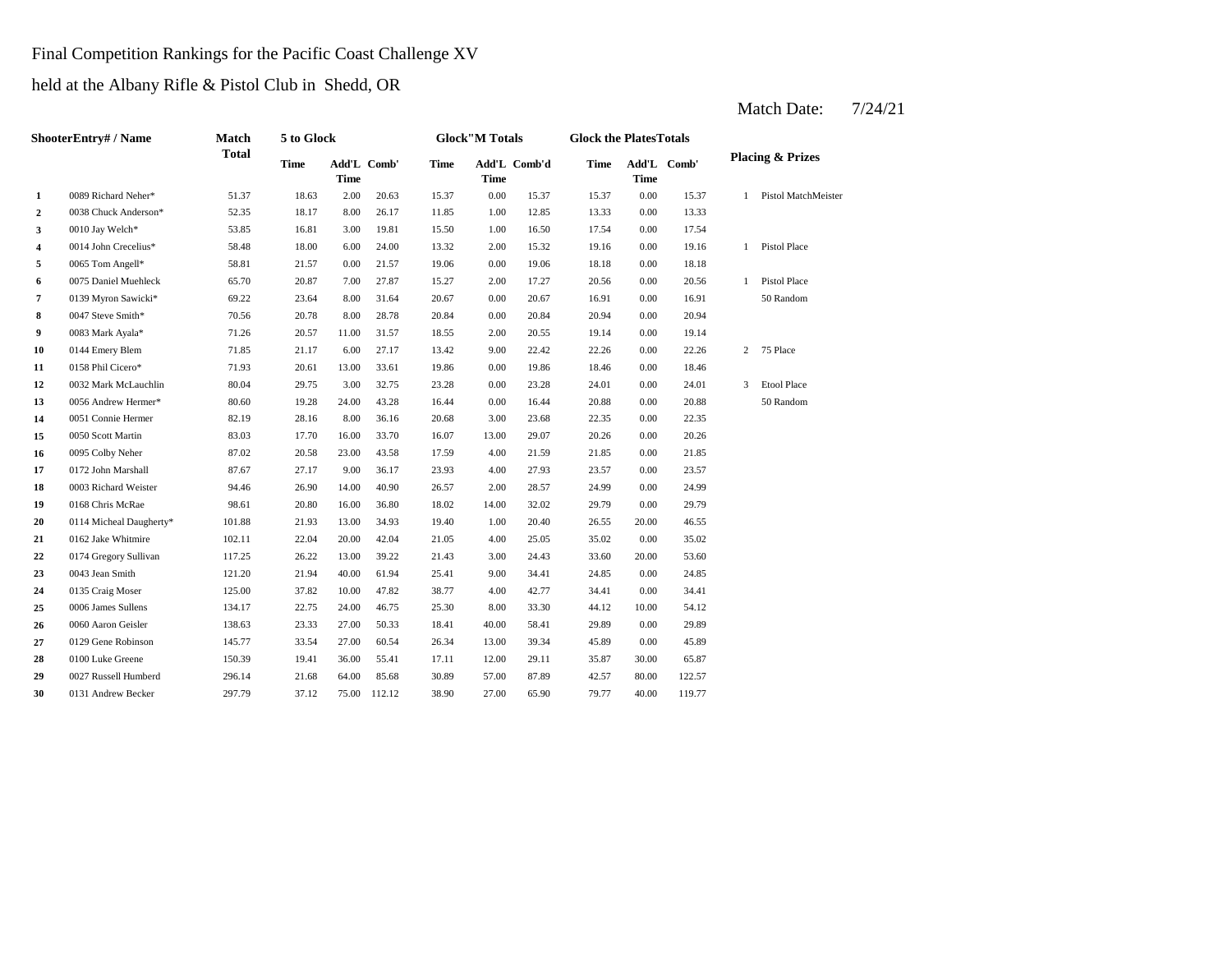Final Competition Rankings for the Pacific Coast Challenge XV

held at the Albany Rifle & Pistol Club in Shedd, OR

Match Date: 7/24/21

| Shooter | Entry# / Name | Match Total | 5 to Glock | | | Glock"M Totals | | | Glock the Plates Totals | | | Placing & Prizes | |
|---|---|---|---|---|---|---|---|---|---|---|---|---|---|
| | | | Time | Add'L Time | Comb' | Time | Add'L Time | Comb'd | Time | Add'L Time | Comb' | | |
| 1 | 0089 Richard Neher* | 51.37 | 18.63 | 2.00 | 20.63 | 15.37 | 0.00 | 15.37 | 15.37 | 0.00 | 15.37 | 1 | Pistol MatchMeister |
| 2 | 0038 Chuck Anderson* | 52.35 | 18.17 | 8.00 | 26.17 | 11.85 | 1.00 | 12.85 | 13.33 | 0.00 | 13.33 | | |
| 3 | 0010 Jay Welch* | 53.85 | 16.81 | 3.00 | 19.81 | 15.50 | 1.00 | 16.50 | 17.54 | 0.00 | 17.54 | | |
| 4 | 0014 John Crecelius* | 58.48 | 18.00 | 6.00 | 24.00 | 13.32 | 2.00 | 15.32 | 19.16 | 0.00 | 19.16 | 1 | Pistol Place |
| 5 | 0065 Tom Angell* | 58.81 | 21.57 | 0.00 | 21.57 | 19.06 | 0.00 | 19.06 | 18.18 | 0.00 | 18.18 | | |
| 6 | 0075 Daniel Muehleck | 65.70 | 20.87 | 7.00 | 27.87 | 15.27 | 2.00 | 17.27 | 20.56 | 0.00 | 20.56 | 1 | Pistol Place |
| 7 | 0139 Myron Sawicki* | 69.22 | 23.64 | 8.00 | 31.64 | 20.67 | 0.00 | 20.67 | 16.91 | 0.00 | 16.91 | | 50 Random |
| 8 | 0047 Steve Smith* | 70.56 | 20.78 | 8.00 | 28.78 | 20.84 | 0.00 | 20.84 | 20.94 | 0.00 | 20.94 | | |
| 9 | 0083 Mark Ayala* | 71.26 | 20.57 | 11.00 | 31.57 | 18.55 | 2.00 | 20.55 | 19.14 | 0.00 | 19.14 | | |
| 10 | 0144 Emery Blem | 71.85 | 21.17 | 6.00 | 27.17 | 13.42 | 9.00 | 22.42 | 22.26 | 0.00 | 22.26 | 2 | 75 Place |
| 11 | 0158 Phil Cicero* | 71.93 | 20.61 | 13.00 | 33.61 | 19.86 | 0.00 | 19.86 | 18.46 | 0.00 | 18.46 | | |
| 12 | 0032 Mark McLauchlin | 80.04 | 29.75 | 3.00 | 32.75 | 23.28 | 0.00 | 23.28 | 24.01 | 0.00 | 24.01 | 3 | Etool Place |
| 13 | 0056 Andrew Hermer* | 80.60 | 19.28 | 24.00 | 43.28 | 16.44 | 0.00 | 16.44 | 20.88 | 0.00 | 20.88 | | 50 Random |
| 14 | 0051 Connie Hermer | 82.19 | 28.16 | 8.00 | 36.16 | 20.68 | 3.00 | 23.68 | 22.35 | 0.00 | 22.35 | | |
| 15 | 0050 Scott Martin | 83.03 | 17.70 | 16.00 | 33.70 | 16.07 | 13.00 | 29.07 | 20.26 | 0.00 | 20.26 | | |
| 16 | 0095 Colby Neher | 87.02 | 20.58 | 23.00 | 43.58 | 17.59 | 4.00 | 21.59 | 21.85 | 0.00 | 21.85 | | |
| 17 | 0172 John Marshall | 87.67 | 27.17 | 9.00 | 36.17 | 23.93 | 4.00 | 27.93 | 23.57 | 0.00 | 23.57 | | |
| 18 | 0003 Richard Weister | 94.46 | 26.90 | 14.00 | 40.90 | 26.57 | 2.00 | 28.57 | 24.99 | 0.00 | 24.99 | | |
| 19 | 0168 Chris McRae | 98.61 | 20.80 | 16.00 | 36.80 | 18.02 | 14.00 | 32.02 | 29.79 | 0.00 | 29.79 | | |
| 20 | 0114 Micheal Daugherty* | 101.88 | 21.93 | 13.00 | 34.93 | 19.40 | 1.00 | 20.40 | 26.55 | 20.00 | 46.55 | | |
| 21 | 0162 Jake Whitmire | 102.11 | 22.04 | 20.00 | 42.04 | 21.05 | 4.00 | 25.05 | 35.02 | 0.00 | 35.02 | | |
| 22 | 0174 Gregory Sullivan | 117.25 | 26.22 | 13.00 | 39.22 | 21.43 | 3.00 | 24.43 | 33.60 | 20.00 | 53.60 | | |
| 23 | 0043 Jean Smith | 121.20 | 21.94 | 40.00 | 61.94 | 25.41 | 9.00 | 34.41 | 24.85 | 0.00 | 24.85 | | |
| 24 | 0135 Craig Moser | 125.00 | 37.82 | 10.00 | 47.82 | 38.77 | 4.00 | 42.77 | 34.41 | 0.00 | 34.41 | | |
| 25 | 0006 James Sullens | 134.17 | 22.75 | 24.00 | 46.75 | 25.30 | 8.00 | 33.30 | 44.12 | 10.00 | 54.12 | | |
| 26 | 0060 Aaron Geisler | 138.63 | 23.33 | 27.00 | 50.33 | 18.41 | 40.00 | 58.41 | 29.89 | 0.00 | 29.89 | | |
| 27 | 0129 Gene Robinson | 145.77 | 33.54 | 27.00 | 60.54 | 26.34 | 13.00 | 39.34 | 45.89 | 0.00 | 45.89 | | |
| 28 | 0100 Luke Greene | 150.39 | 19.41 | 36.00 | 55.41 | 17.11 | 12.00 | 29.11 | 35.87 | 30.00 | 65.87 | | |
| 29 | 0027 Russell Humberd | 296.14 | 21.68 | 64.00 | 85.68 | 30.89 | 57.00 | 87.89 | 42.57 | 80.00 | 122.57 | | |
| 30 | 0131 Andrew Becker | 297.79 | 37.12 | 75.00 | 112.12 | 38.90 | 27.00 | 65.90 | 79.77 | 40.00 | 119.77 | | |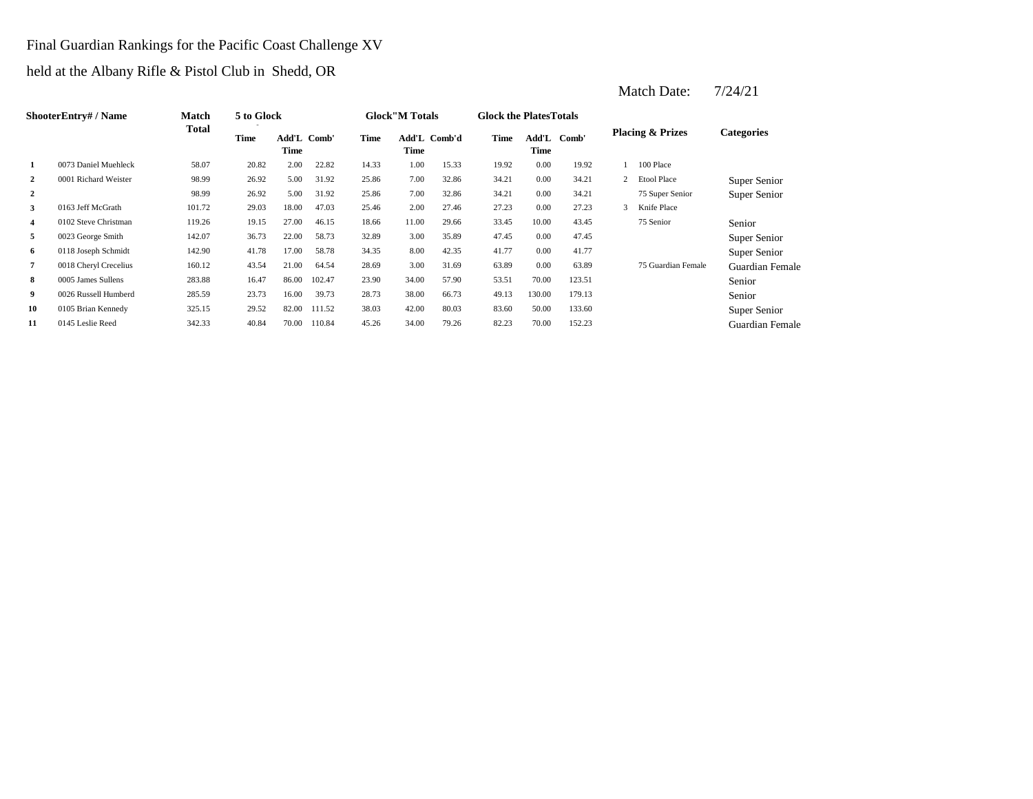Final Guardian Rankings for the Pacific Coast Challenge XV

held at the Albany Rifle & Pistol Club in Shedd, OR

Match Date: 7/24/21

| Shooter | Entry# / Name | Match Total | 5 to Glock | | | Glock"M Totals | | | Glock the Plates Totals | | | Placing & Prizes | | Categories |
|---|---|---|---|---|---|---|---|---|---|---|---|---|---|---|
| | | | Time | Add'L Time | Comb' | Time | Add'L Time | Comb'd | Time | Add'L Time | Comb' | | | |
| 1 | 0073 Daniel Muehleck | 58.07 | 20.82 | 2.00 | 22.82 | 14.33 | 1.00 | 15.33 | 19.92 | 0.00 | 19.92 | 1 | 100 Place | |
| 2 | 0001 Richard Weister | 98.99 | 26.92 | 5.00 | 31.92 | 25.86 | 7.00 | 32.86 | 34.21 | 0.00 | 34.21 | 2 | Etool Place | Super Senior |
| 2 | | 98.99 | 26.92 | 5.00 | 31.92 | 25.86 | 7.00 | 32.86 | 34.21 | 0.00 | 34.21 | | 75 Super Senior | Super Senior |
| 3 | 0163 Jeff McGrath | 101.72 | 29.03 | 18.00 | 47.03 | 25.46 | 2.00 | 27.46 | 27.23 | 0.00 | 27.23 | 3 | Knife Place | |
| 4 | 0102 Steve Christman | 119.26 | 19.15 | 27.00 | 46.15 | 18.66 | 11.00 | 29.66 | 33.45 | 10.00 | 43.45 | | 75 Senior | Senior |
| 5 | 0023 George Smith | 142.07 | 36.73 | 22.00 | 58.73 | 32.89 | 3.00 | 35.89 | 47.45 | 0.00 | 47.45 | | | Super Senior |
| 6 | 0118 Joseph Schmidt | 142.90 | 41.78 | 17.00 | 58.78 | 34.35 | 8.00 | 42.35 | 41.77 | 0.00 | 41.77 | | | Super Senior |
| 7 | 0018 Cheryl Crecelius | 160.12 | 43.54 | 21.00 | 64.54 | 28.69 | 3.00 | 31.69 | 63.89 | 0.00 | 63.89 | | 75 Guardian Female | Guardian Female |
| 8 | 0005 James Sullens | 283.88 | 16.47 | 86.00 | 102.47 | 23.90 | 34.00 | 57.90 | 53.51 | 70.00 | 123.51 | | | Senior |
| 9 | 0026 Russell Humberd | 285.59 | 23.73 | 16.00 | 39.73 | 28.73 | 38.00 | 66.73 | 49.13 | 130.00 | 179.13 | | | Senior |
| 10 | 0105 Brian Kennedy | 325.15 | 29.52 | 82.00 | 111.52 | 38.03 | 42.00 | 80.03 | 83.60 | 50.00 | 133.60 | | | Super Senior |
| 11 | 0145 Leslie Reed | 342.33 | 40.84 | 70.00 | 110.84 | 45.26 | 34.00 | 79.26 | 82.23 | 70.00 | 152.23 | | | Guardian Female |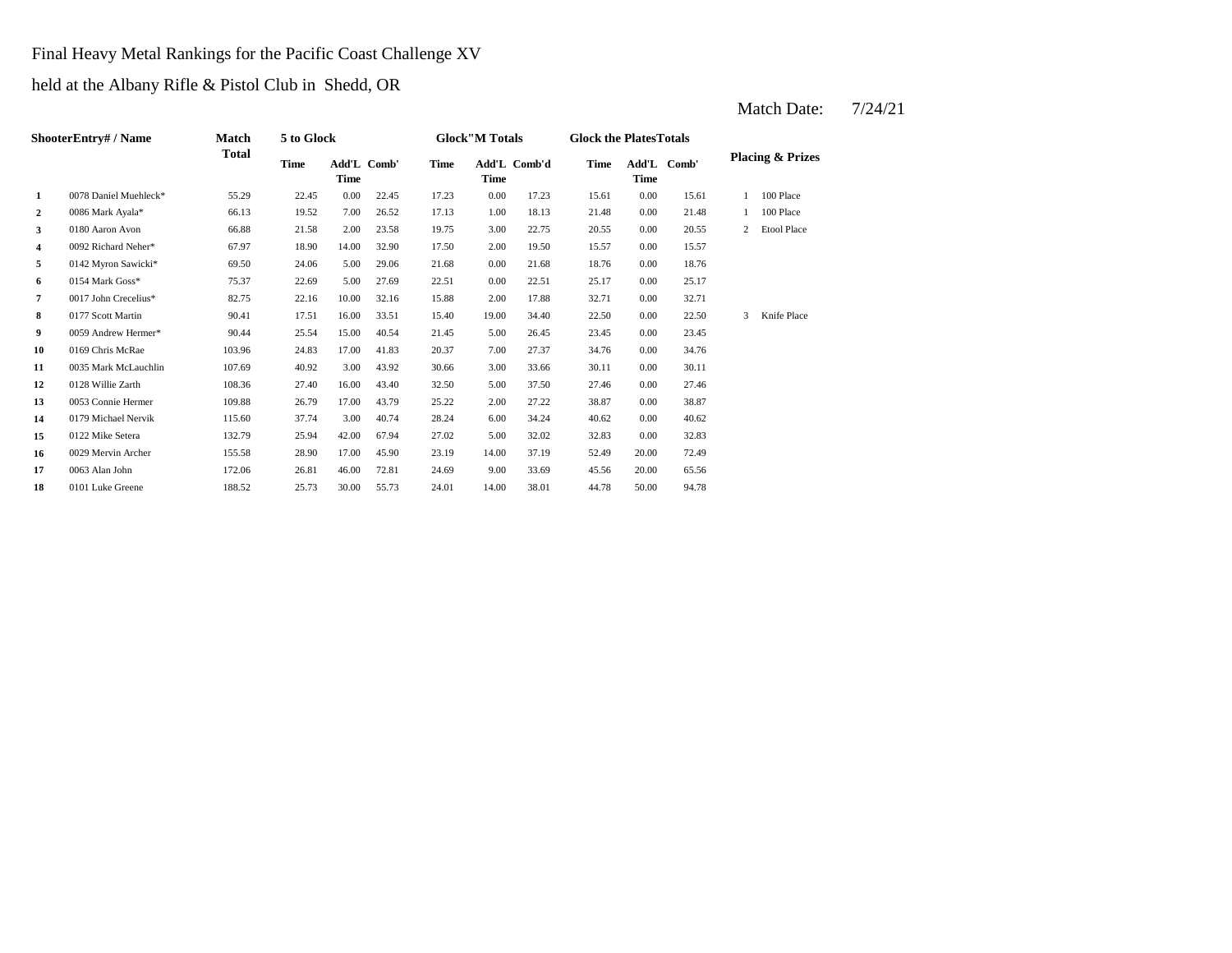Final Heavy Metal Rankings for the Pacific Coast Challenge XV

held at the Albany Rifle & Pistol Club in Shedd, OR

Match Date: 7/24/21

| Shooter | Entry# / Name | Match Total | 5 to Glock | | | Glock"M Totals | | | Glock the Plates Totals | | | Placing & Prizes | |
|---|---|---|---|---|---|---|---|---|---|---|---|---|---|
| | | | Time | Add'L Time | Comb' | Time | Add'L Time | Comb'd | Time | Add'L Time | Comb' | | |
| 1 | 0078 Daniel Muehleck* | 55.29 | 22.45 | 0.00 | 22.45 | 17.23 | 0.00 | 17.23 | 15.61 | 0.00 | 15.61 | 1 | 100 Place |
| 2 | 0086 Mark Ayala* | 66.13 | 19.52 | 7.00 | 26.52 | 17.13 | 1.00 | 18.13 | 21.48 | 0.00 | 21.48 | 1 | 100 Place |
| 3 | 0180 Aaron Avon | 66.88 | 21.58 | 2.00 | 23.58 | 19.75 | 3.00 | 22.75 | 20.55 | 0.00 | 20.55 | 2 | Etool Place |
| 4 | 0092 Richard Neher* | 67.97 | 18.90 | 14.00 | 32.90 | 17.50 | 2.00 | 19.50 | 15.57 | 0.00 | 15.57 | | |
| 5 | 0142 Myron Sawicki* | 69.50 | 24.06 | 5.00 | 29.06 | 21.68 | 0.00 | 21.68 | 18.76 | 0.00 | 18.76 | | |
| 6 | 0154 Mark Goss* | 75.37 | 22.69 | 5.00 | 27.69 | 22.51 | 0.00 | 22.51 | 25.17 | 0.00 | 25.17 | | |
| 7 | 0017 John Crecelius* | 82.75 | 22.16 | 10.00 | 32.16 | 15.88 | 2.00 | 17.88 | 32.71 | 0.00 | 32.71 | | |
| 8 | 0177 Scott Martin | 90.41 | 17.51 | 16.00 | 33.51 | 15.40 | 19.00 | 34.40 | 22.50 | 0.00 | 22.50 | 3 | Knife Place |
| 9 | 0059 Andrew Hermer* | 90.44 | 25.54 | 15.00 | 40.54 | 21.45 | 5.00 | 26.45 | 23.45 | 0.00 | 23.45 | | |
| 10 | 0169 Chris McRae | 103.96 | 24.83 | 17.00 | 41.83 | 20.37 | 7.00 | 27.37 | 34.76 | 0.00 | 34.76 | | |
| 11 | 0035 Mark McLauchlin | 107.69 | 40.92 | 3.00 | 43.92 | 30.66 | 3.00 | 33.66 | 30.11 | 0.00 | 30.11 | | |
| 12 | 0128 Willie Zarth | 108.36 | 27.40 | 16.00 | 43.40 | 32.50 | 5.00 | 37.50 | 27.46 | 0.00 | 27.46 | | |
| 13 | 0053 Connie Hermer | 109.88 | 26.79 | 17.00 | 43.79 | 25.22 | 2.00 | 27.22 | 38.87 | 0.00 | 38.87 | | |
| 14 | 0179 Michael Nervik | 115.60 | 37.74 | 3.00 | 40.74 | 28.24 | 6.00 | 34.24 | 40.62 | 0.00 | 40.62 | | |
| 15 | 0122 Mike Setera | 132.79 | 25.94 | 42.00 | 67.94 | 27.02 | 5.00 | 32.02 | 32.83 | 0.00 | 32.83 | | |
| 16 | 0029 Mervin Archer | 155.58 | 28.90 | 17.00 | 45.90 | 23.19 | 14.00 | 37.19 | 52.49 | 20.00 | 72.49 | | |
| 17 | 0063 Alan John | 172.06 | 26.81 | 46.00 | 72.81 | 24.69 | 9.00 | 33.69 | 45.56 | 20.00 | 65.56 | | |
| 18 | 0101 Luke Greene | 188.52 | 25.73 | 30.00 | 55.73 | 24.01 | 14.00 | 38.01 | 44.78 | 50.00 | 94.78 | | |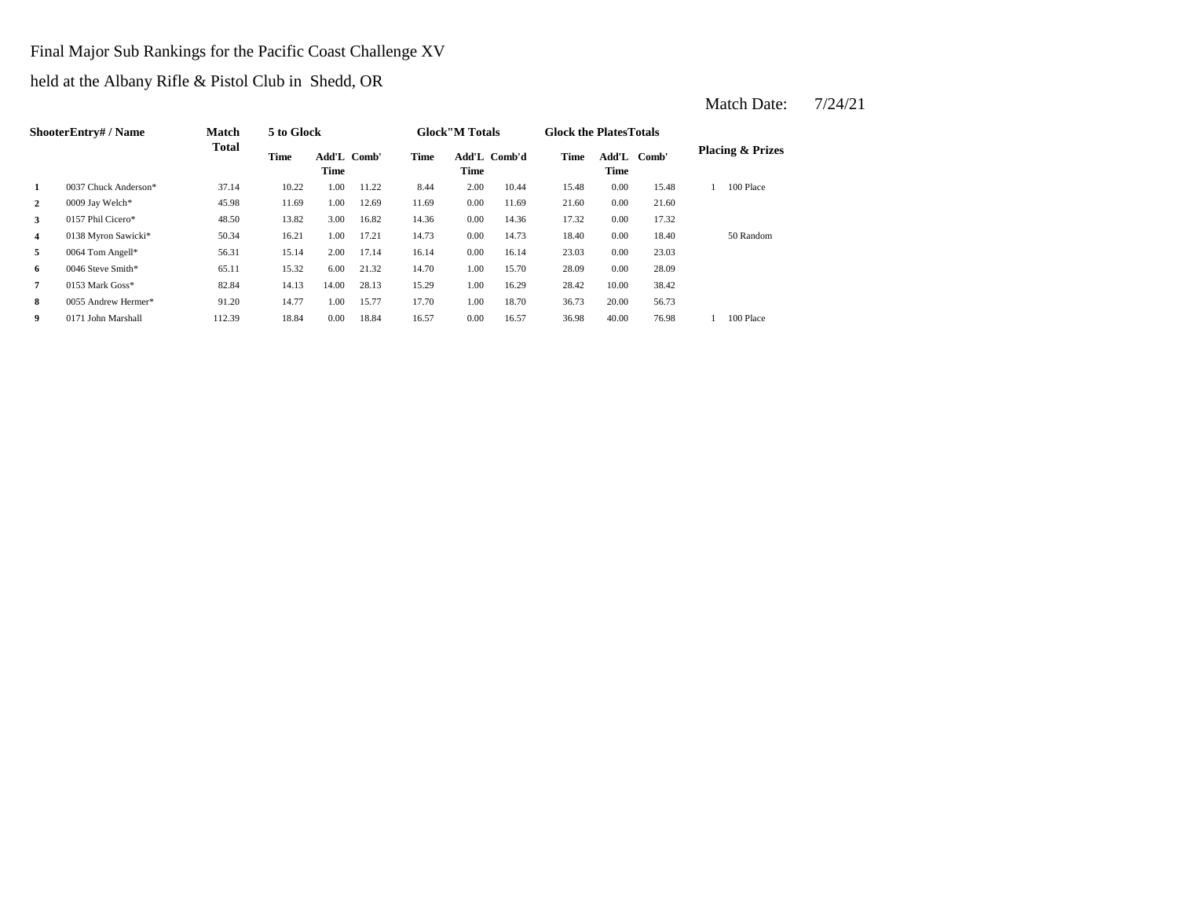Final Major Sub Rankings for the Pacific Coast Challenge XV

held at the Albany Rifle & Pistol Club in Shedd, OR

Match Date: 7/24/21

| Shooter | Entry# / Name | Match Total | 5 to Glock | | | Glock"M Totals | | | Glock the Plates Totals | | | Placing & Prizes | |
|---|---|---|---|---|---|---|---|---|---|---|---|---|---|
| | | | Time | Add'L Time | Comb' | Time | Add'L Time | Comb'd | Time | Add'L Time | Comb' | | |
| 1 | 0037 Chuck Anderson* | 37.14 | 10.22 | 1.00 | 11.22 | 8.44 | 2.00 | 10.44 | 15.48 | 0.00 | 15.48 | 1 | 100 Place |
| 2 | 0009 Jay Welch* | 45.98 | 11.69 | 1.00 | 12.69 | 11.69 | 0.00 | 11.69 | 21.60 | 0.00 | 21.60 | | |
| 3 | 0157 Phil Cicero* | 48.50 | 13.82 | 3.00 | 16.82 | 14.36 | 0.00 | 14.36 | 17.32 | 0.00 | 17.32 | | |
| 4 | 0138 Myron Sawicki* | 50.34 | 16.21 | 1.00 | 17.21 | 14.73 | 0.00 | 14.73 | 18.40 | 0.00 | 18.40 | | 50 Random |
| 5 | 0064 Tom Angell* | 56.31 | 15.14 | 2.00 | 17.14 | 16.14 | 0.00 | 16.14 | 23.03 | 0.00 | 23.03 | | |
| 6 | 0046 Steve Smith* | 65.11 | 15.32 | 6.00 | 21.32 | 14.70 | 1.00 | 15.70 | 28.09 | 0.00 | 28.09 | | |
| 7 | 0153 Mark Goss* | 82.84 | 14.13 | 14.00 | 28.13 | 15.29 | 1.00 | 16.29 | 28.42 | 10.00 | 38.42 | | |
| 8 | 0055 Andrew Hermer* | 91.20 | 14.77 | 1.00 | 15.77 | 17.70 | 1.00 | 18.70 | 36.73 | 20.00 | 56.73 | | |
| 9 | 0171 John Marshall | 112.39 | 18.84 | 0.00 | 18.84 | 16.57 | 0.00 | 16.57 | 36.98 | 40.00 | 76.98 | 1 | 100 Place |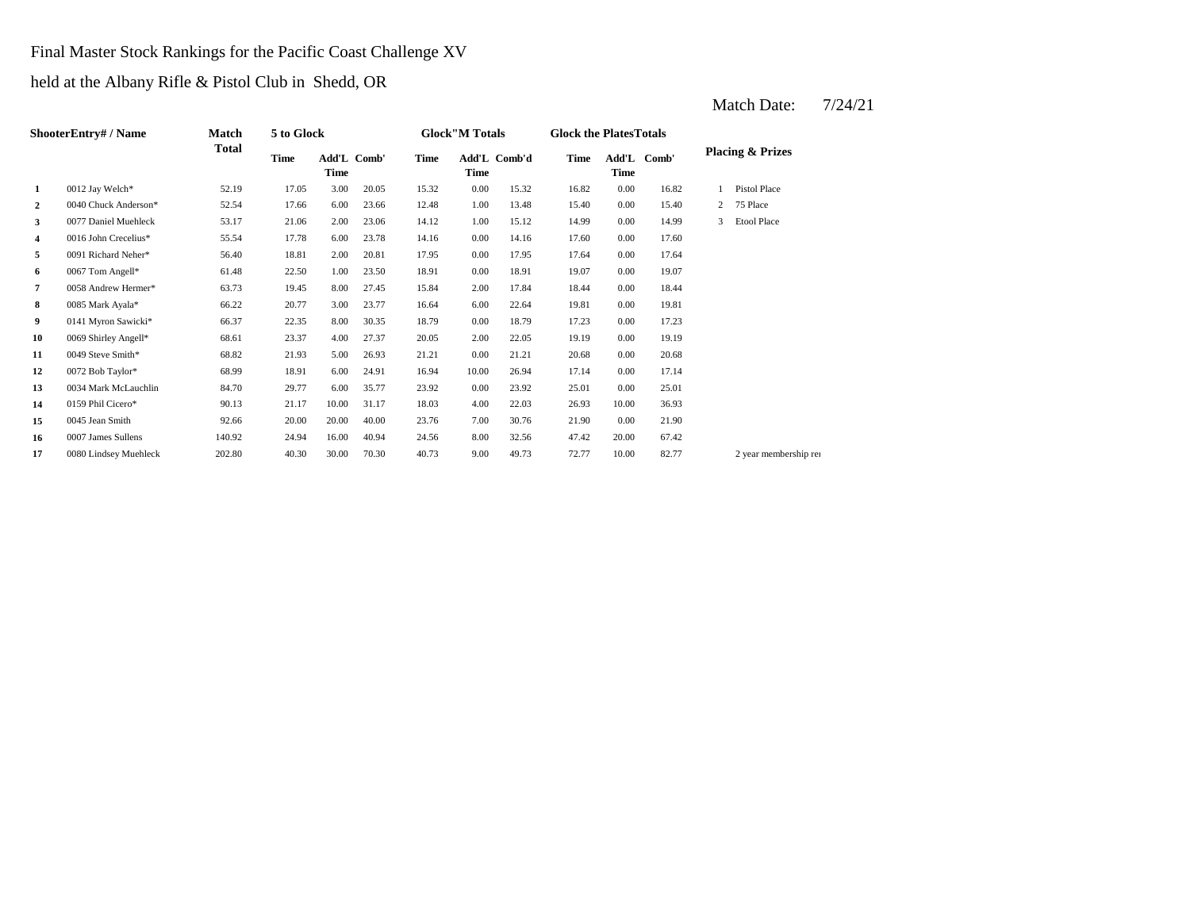Final Master Stock Rankings for the Pacific Coast Challenge XV

held at the Albany Rifle & Pistol Club in Shedd, OR

Match Date: 7/24/21

| Shooter | Entry# / Name | Match Total | 5 to Glock | | | Glock"M Totals | | | Glock the Plates Totals | | | Placing & Prizes | |
|---|---|---|---|---|---|---|---|---|---|---|---|---|---|
| | | | Time | Add'L Time | Comb' | Time | Add'L Time | Comb'd | Time | Add'L Time | Comb' | | |
| 1 | 0012 Jay Welch* | 52.19 | 17.05 | 3.00 | 20.05 | 15.32 | 0.00 | 15.32 | 16.82 | 0.00 | 16.82 | 1 | Pistol Place |
| 2 | 0040 Chuck Anderson* | 52.54 | 17.66 | 6.00 | 23.66 | 12.48 | 1.00 | 13.48 | 15.40 | 0.00 | 15.40 | 2 | 75 Place |
| 3 | 0077 Daniel Muehleck | 53.17 | 21.06 | 2.00 | 23.06 | 14.12 | 1.00 | 15.12 | 14.99 | 0.00 | 14.99 | 3 | Etool Place |
| 4 | 0016 John Crecelius* | 55.54 | 17.78 | 6.00 | 23.78 | 14.16 | 0.00 | 14.16 | 17.60 | 0.00 | 17.60 | | |
| 5 | 0091 Richard Neher* | 56.40 | 18.81 | 2.00 | 20.81 | 17.95 | 0.00 | 17.95 | 17.64 | 0.00 | 17.64 | | |
| 6 | 0067 Tom Angell* | 61.48 | 22.50 | 1.00 | 23.50 | 18.91 | 0.00 | 18.91 | 19.07 | 0.00 | 19.07 | | |
| 7 | 0058 Andrew Hermer* | 63.73 | 19.45 | 8.00 | 27.45 | 15.84 | 2.00 | 17.84 | 18.44 | 0.00 | 18.44 | | |
| 8 | 0085 Mark Ayala* | 66.22 | 20.77 | 3.00 | 23.77 | 16.64 | 6.00 | 22.64 | 19.81 | 0.00 | 19.81 | | |
| 9 | 0141 Myron Sawicki* | 66.37 | 22.35 | 8.00 | 30.35 | 18.79 | 0.00 | 18.79 | 17.23 | 0.00 | 17.23 | | |
| 10 | 0069 Shirley Angell* | 68.61 | 23.37 | 4.00 | 27.37 | 20.05 | 2.00 | 22.05 | 19.19 | 0.00 | 19.19 | | |
| 11 | 0049 Steve Smith* | 68.82 | 21.93 | 5.00 | 26.93 | 21.21 | 0.00 | 21.21 | 20.68 | 0.00 | 20.68 | | |
| 12 | 0072 Bob Taylor* | 68.99 | 18.91 | 6.00 | 24.91 | 16.94 | 10.00 | 26.94 | 17.14 | 0.00 | 17.14 | | |
| 13 | 0034 Mark McLauchlin | 84.70 | 29.77 | 6.00 | 35.77 | 23.92 | 0.00 | 23.92 | 25.01 | 0.00 | 25.01 | | |
| 14 | 0159 Phil Cicero* | 90.13 | 21.17 | 10.00 | 31.17 | 18.03 | 4.00 | 22.03 | 26.93 | 10.00 | 36.93 | | |
| 15 | 0045 Jean Smith | 92.66 | 20.00 | 20.00 | 40.00 | 23.76 | 7.00 | 30.76 | 21.90 | 0.00 | 21.90 | | |
| 16 | 0007 James Sullens | 140.92 | 24.94 | 16.00 | 40.94 | 24.56 | 8.00 | 32.56 | 47.42 | 20.00 | 67.42 | | |
| 17 | 0080 Lindsey Muehleck | 202.80 | 40.30 | 30.00 | 70.30 | 40.73 | 9.00 | 49.73 | 72.77 | 10.00 | 82.77 | | 2 year membership re |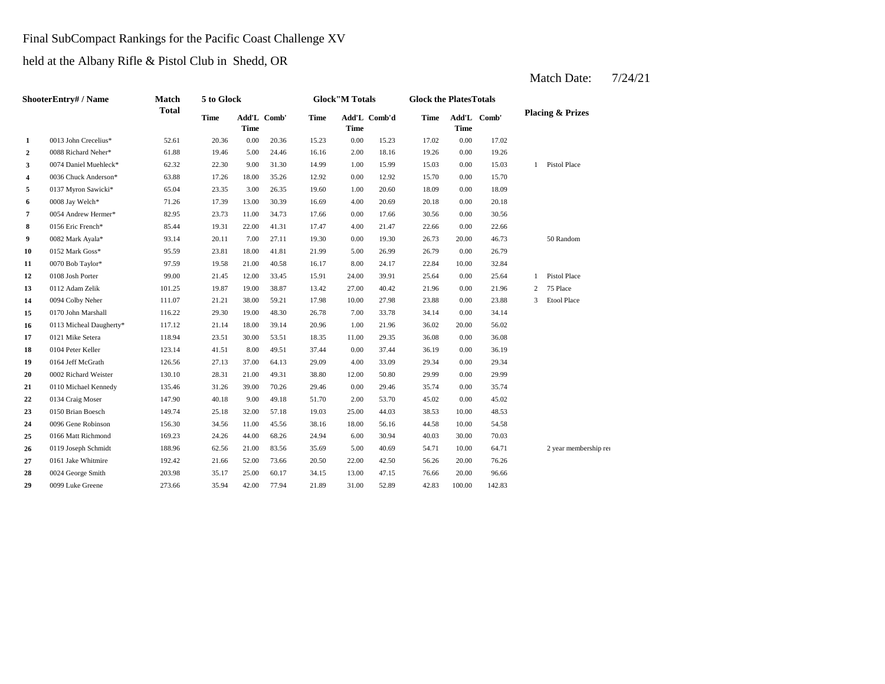Final SubCompact Rankings for the Pacific Coast Challenge XV

held at the Albany Rifle & Pistol Club in Shedd, OR

Match Date: 7/24/21

| | ShooterEntry# / Name | Match Total | 5 to Glock | | | Glock"M Totals | | | Glock the PlatesTotals | | | Placing & Prizes | |
|---|---|---|---|---|---|---|---|---|---|---|---|---|---|
| | | | Time | Add'L Time | Comb' | Time | Add'L Time | Comb'd | Time | Add'L Time | Comb' | | |
| 1 | 0013 John Crecelius* | 52.61 | 20.36 | 0.00 | 20.36 | 15.23 | 0.00 | 15.23 | 17.02 | 0.00 | 17.02 | | |
| 2 | 0088 Richard Neher* | 61.88 | 19.46 | 5.00 | 24.46 | 16.16 | 2.00 | 18.16 | 19.26 | 0.00 | 19.26 | | |
| 3 | 0074 Daniel Muehleck* | 62.32 | 22.30 | 9.00 | 31.30 | 14.99 | 1.00 | 15.99 | 15.03 | 0.00 | 15.03 | 1 | Pistol Place |
| 4 | 0036 Chuck Anderson* | 63.88 | 17.26 | 18.00 | 35.26 | 12.92 | 0.00 | 12.92 | 15.70 | 0.00 | 15.70 | | |
| 5 | 0137 Myron Sawicki* | 65.04 | 23.35 | 3.00 | 26.35 | 19.60 | 1.00 | 20.60 | 18.09 | 0.00 | 18.09 | | |
| 6 | 0008 Jay Welch* | 71.26 | 17.39 | 13.00 | 30.39 | 16.69 | 4.00 | 20.69 | 20.18 | 0.00 | 20.18 | | |
| 7 | 0054 Andrew Hermer* | 82.95 | 23.73 | 11.00 | 34.73 | 17.66 | 0.00 | 17.66 | 30.56 | 0.00 | 30.56 | | |
| 8 | 0156 Eric French* | 85.44 | 19.31 | 22.00 | 41.31 | 17.47 | 4.00 | 21.47 | 22.66 | 0.00 | 22.66 | | |
| 9 | 0082 Mark Ayala* | 93.14 | 20.11 | 7.00 | 27.11 | 19.30 | 0.00 | 19.30 | 26.73 | 20.00 | 46.73 | | 50 Random |
| 10 | 0152 Mark Goss* | 95.59 | 23.81 | 18.00 | 41.81 | 21.99 | 5.00 | 26.99 | 26.79 | 0.00 | 26.79 | | |
| 11 | 0070 Bob Taylor* | 97.59 | 19.58 | 21.00 | 40.58 | 16.17 | 8.00 | 24.17 | 22.84 | 10.00 | 32.84 | | |
| 12 | 0108 Josh Porter | 99.00 | 21.45 | 12.00 | 33.45 | 15.91 | 24.00 | 39.91 | 25.64 | 0.00 | 25.64 | 1 | Pistol Place |
| 13 | 0112 Adam Zelik | 101.25 | 19.87 | 19.00 | 38.87 | 13.42 | 27.00 | 40.42 | 21.96 | 0.00 | 21.96 | 2 | 75 Place |
| 14 | 0094 Colby Neher | 111.07 | 21.21 | 38.00 | 59.21 | 17.98 | 10.00 | 27.98 | 23.88 | 0.00 | 23.88 | 3 | Etool Place |
| 15 | 0170 John Marshall | 116.22 | 29.30 | 19.00 | 48.30 | 26.78 | 7.00 | 33.78 | 34.14 | 0.00 | 34.14 | | |
| 16 | 0113 Micheal Daugherty* | 117.12 | 21.14 | 18.00 | 39.14 | 20.96 | 1.00 | 21.96 | 36.02 | 20.00 | 56.02 | | |
| 17 | 0121 Mike Setera | 118.94 | 23.51 | 30.00 | 53.51 | 18.35 | 11.00 | 29.35 | 36.08 | 0.00 | 36.08 | | |
| 18 | 0104 Peter Keller | 123.14 | 41.51 | 8.00 | 49.51 | 37.44 | 0.00 | 37.44 | 36.19 | 0.00 | 36.19 | | |
| 19 | 0164 Jeff McGrath | 126.56 | 27.13 | 37.00 | 64.13 | 29.09 | 4.00 | 33.09 | 29.34 | 0.00 | 29.34 | | |
| 20 | 0002 Richard Weister | 130.10 | 28.31 | 21.00 | 49.31 | 38.80 | 12.00 | 50.80 | 29.99 | 0.00 | 29.99 | | |
| 21 | 0110 Michael Kennedy | 135.46 | 31.26 | 39.00 | 70.26 | 29.46 | 0.00 | 29.46 | 35.74 | 0.00 | 35.74 | | |
| 22 | 0134 Craig Moser | 147.90 | 40.18 | 9.00 | 49.18 | 51.70 | 2.00 | 53.70 | 45.02 | 0.00 | 45.02 | | |
| 23 | 0150 Brian Boesch | 149.74 | 25.18 | 32.00 | 57.18 | 19.03 | 25.00 | 44.03 | 38.53 | 10.00 | 48.53 | | |
| 24 | 0096 Gene Robinson | 156.30 | 34.56 | 11.00 | 45.56 | 38.16 | 18.00 | 56.16 | 44.58 | 10.00 | 54.58 | | |
| 25 | 0166 Matt Richmond | 169.23 | 24.26 | 44.00 | 68.26 | 24.94 | 6.00 | 30.94 | 40.03 | 30.00 | 70.03 | | |
| 26 | 0119 Joseph Schmidt | 188.96 | 62.56 | 21.00 | 83.56 | 35.69 | 5.00 | 40.69 | 54.71 | 10.00 | 64.71 | | 2 year membership re |
| 27 | 0161 Jake Whitmire | 192.42 | 21.66 | 52.00 | 73.66 | 20.50 | 22.00 | 42.50 | 56.26 | 20.00 | 76.26 | | |
| 28 | 0024 George Smith | 203.98 | 35.17 | 25.00 | 60.17 | 34.15 | 13.00 | 47.15 | 76.66 | 20.00 | 96.66 | | |
| 29 | 0099 Luke Greene | 273.66 | 35.94 | 42.00 | 77.94 | 21.89 | 31.00 | 52.89 | 42.83 | 100.00 | 142.83 | | |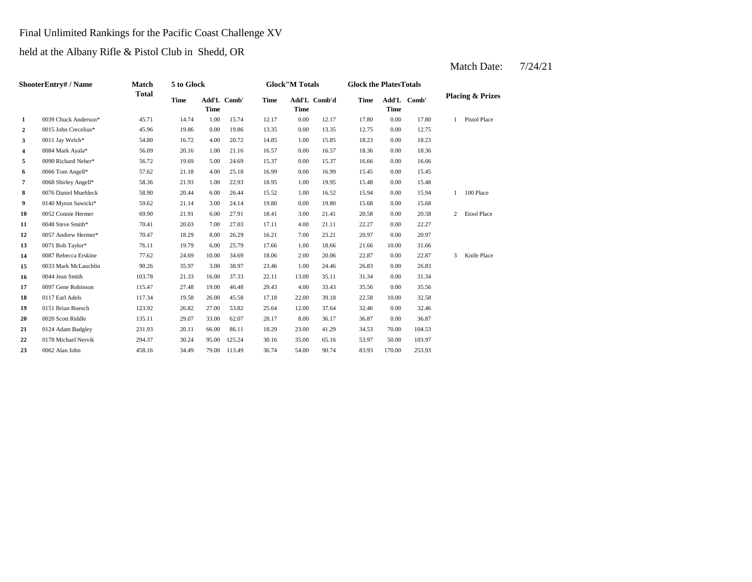Final Unlimited Rankings for the Pacific Coast Challenge XV

held at the Albany Rifle & Pistol Club in Shedd, OR

Match Date: 7/24/21

| Shooter | Entry# / Name | Match Total | 5 to Glock | | | Glock"M Totals | | | Glock the Plates Totals | | | Placing & Prizes | |
|---|---|---|---|---|---|---|---|---|---|---|---|---|---|
| | | | Time | Add'L Time | Comb' | Time | Add'L Time | Comb'd | Time | Add'L Time | Comb' | | |
| 1 | 0039 Chuck Anderson* | 45.71 | 14.74 | 1.00 | 15.74 | 12.17 | 0.00 | 12.17 | 17.80 | 0.00 | 17.80 | 1 | Pistol Place |
| 2 | 0015 John Crecelius* | 45.96 | 19.86 | 0.00 | 19.86 | 13.35 | 0.00 | 13.35 | 12.75 | 0.00 | 12.75 | | |
| 3 | 0011 Jay Welch* | 54.80 | 16.72 | 4.00 | 20.72 | 14.85 | 1.00 | 15.85 | 18.23 | 0.00 | 18.23 | | |
| 4 | 0084 Mark Ayala* | 56.09 | 20.16 | 1.00 | 21.16 | 16.57 | 0.00 | 16.57 | 18.36 | 0.00 | 18.36 | | |
| 5 | 0090 Richard Neher* | 56.72 | 19.69 | 5.00 | 24.69 | 15.37 | 0.00 | 15.37 | 16.66 | 0.00 | 16.66 | | |
| 6 | 0066 Tom Angell* | 57.62 | 21.18 | 4.00 | 25.18 | 16.99 | 0.00 | 16.99 | 15.45 | 0.00 | 15.45 | | |
| 7 | 0068 Shirley Angell* | 58.36 | 21.93 | 1.00 | 22.93 | 18.95 | 1.00 | 19.95 | 15.48 | 0.00 | 15.48 | | |
| 8 | 0076 Daniel Muehleck | 58.90 | 20.44 | 6.00 | 26.44 | 15.52 | 1.00 | 16.52 | 15.94 | 0.00 | 15.94 | 1 | 100 Place |
| 9 | 0140 Myron Sawicki* | 59.62 | 21.14 | 3.00 | 24.14 | 19.80 | 0.00 | 19.80 | 15.68 | 0.00 | 15.68 | | |
| 10 | 0052 Connie Hermer | 69.90 | 21.91 | 6.00 | 27.91 | 18.41 | 3.00 | 21.41 | 20.58 | 0.00 | 20.58 | 2 | Etool Place |
| 11 | 0048 Steve Smith* | 70.41 | 20.03 | 7.00 | 27.03 | 17.11 | 4.00 | 21.11 | 22.27 | 0.00 | 22.27 | | |
| 12 | 0057 Andrew Hermer* | 70.47 | 18.29 | 8.00 | 26.29 | 16.21 | 7.00 | 23.21 | 20.97 | 0.00 | 20.97 | | |
| 13 | 0071 Bob Taylor* | 76.11 | 19.79 | 6.00 | 25.79 | 17.66 | 1.00 | 18.66 | 21.66 | 10.00 | 31.66 | | |
| 14 | 0087 Rebecca Erskine | 77.62 | 24.69 | 10.00 | 34.69 | 18.06 | 2.00 | 20.06 | 22.87 | 0.00 | 22.87 | 3 | Knife Place |
| 15 | 0033 Mark McLauchlin | 90.26 | 35.97 | 3.00 | 38.97 | 23.46 | 1.00 | 24.46 | 26.83 | 0.00 | 26.83 | | |
| 16 | 0044 Jean Smith | 103.78 | 21.33 | 16.00 | 37.33 | 22.11 | 13.00 | 35.11 | 31.34 | 0.00 | 31.34 | | |
| 17 | 0097 Gene Robinson | 115.47 | 27.48 | 19.00 | 46.48 | 29.43 | 4.00 | 33.43 | 35.56 | 0.00 | 35.56 | | |
| 18 | 0117 Earl Adels | 117.34 | 19.58 | 26.00 | 45.58 | 17.18 | 22.00 | 39.18 | 22.58 | 10.00 | 32.58 | | |
| 19 | 0151 Brian Boesch | 123.92 | 26.82 | 27.00 | 53.82 | 25.64 | 12.00 | 37.64 | 32.46 | 0.00 | 32.46 | | |
| 20 | 0020 Scott Riddle | 135.11 | 29.07 | 33.00 | 62.07 | 28.17 | 8.00 | 36.17 | 36.87 | 0.00 | 36.87 | | |
| 21 | 0124 Adam Badgley | 231.93 | 20.11 | 66.00 | 86.11 | 18.29 | 23.00 | 41.29 | 34.53 | 70.00 | 104.53 | | |
| 22 | 0178 Michael Nervik | 294.37 | 30.24 | 95.00 | 125.24 | 30.16 | 35.00 | 65.16 | 53.97 | 50.00 | 103.97 | | |
| 23 | 0062 Alan John | 458.16 | 34.49 | 79.00 | 113.49 | 36.74 | 54.00 | 90.74 | 83.93 | 170.00 | 253.93 | | |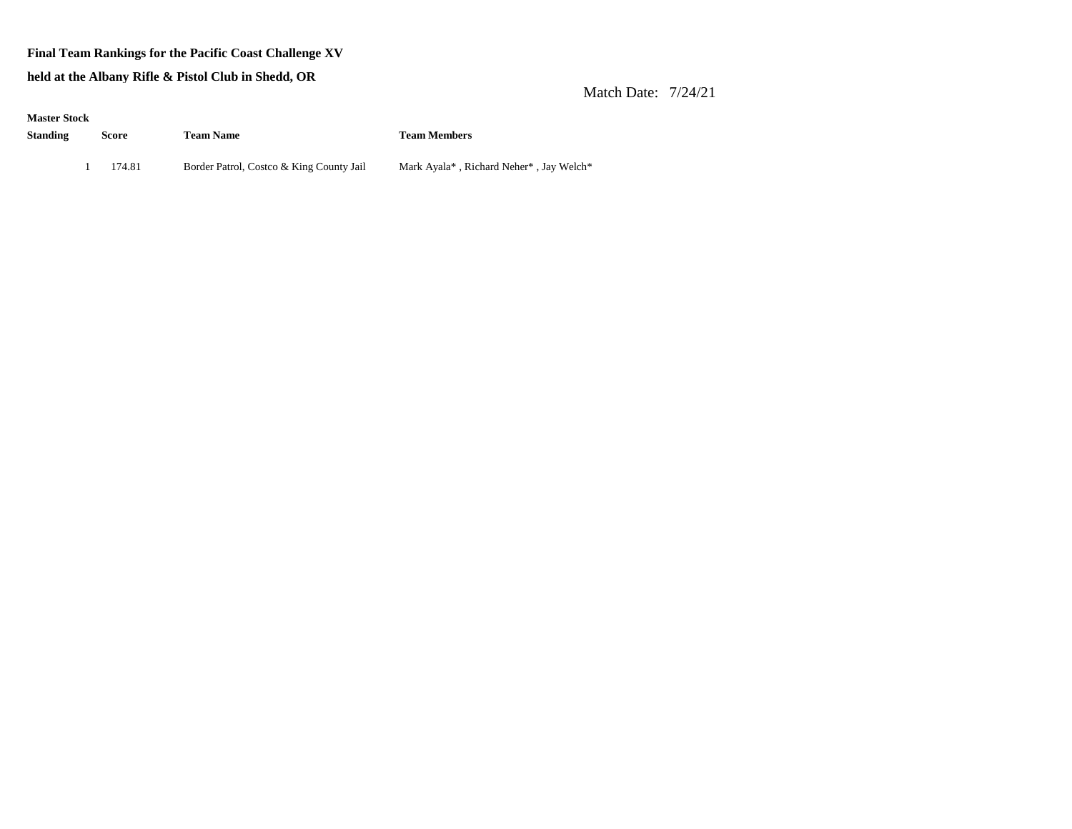**Final Team Rankings for the Pacific Coast Challenge XV**

**held at the Albany Rifle & Pistol Club in Shedd, OR**

Match Date: 7/24/21

**Master Stock**

| Standing | Score | Team Name | Team Members |
|---|---|---|---|
| 1 | 174.81 | Border Patrol, Costco & King County Jail | Mark Ayala* , Richard Neher* , Jay Welch* |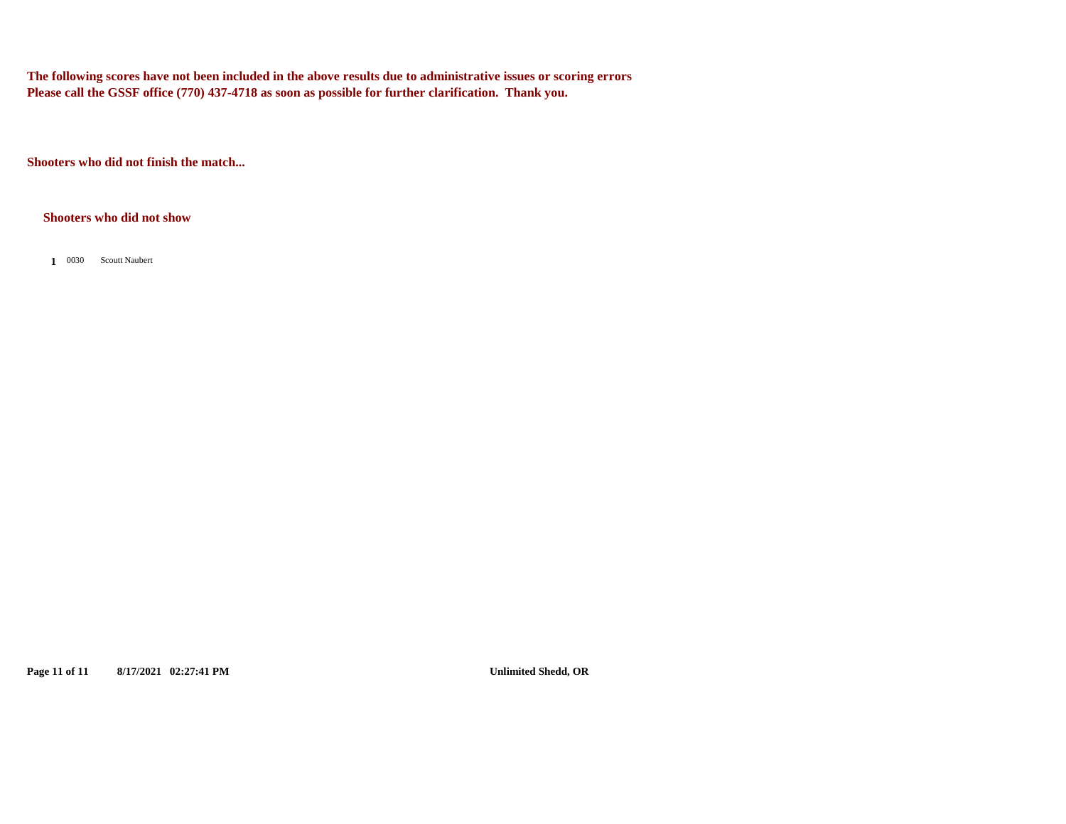**The following scores have not been included in the above results due to administrative issues or scoring errors**
**Please call the GSSF office (770) 437-4718 as soon as possible for further clarification. Thank you.**

**Shooters who did not finish the match...**

**Shooters who did not show**

| | | |
|---|---|---|
| **1** | 0030 | Scoutt Naubert |